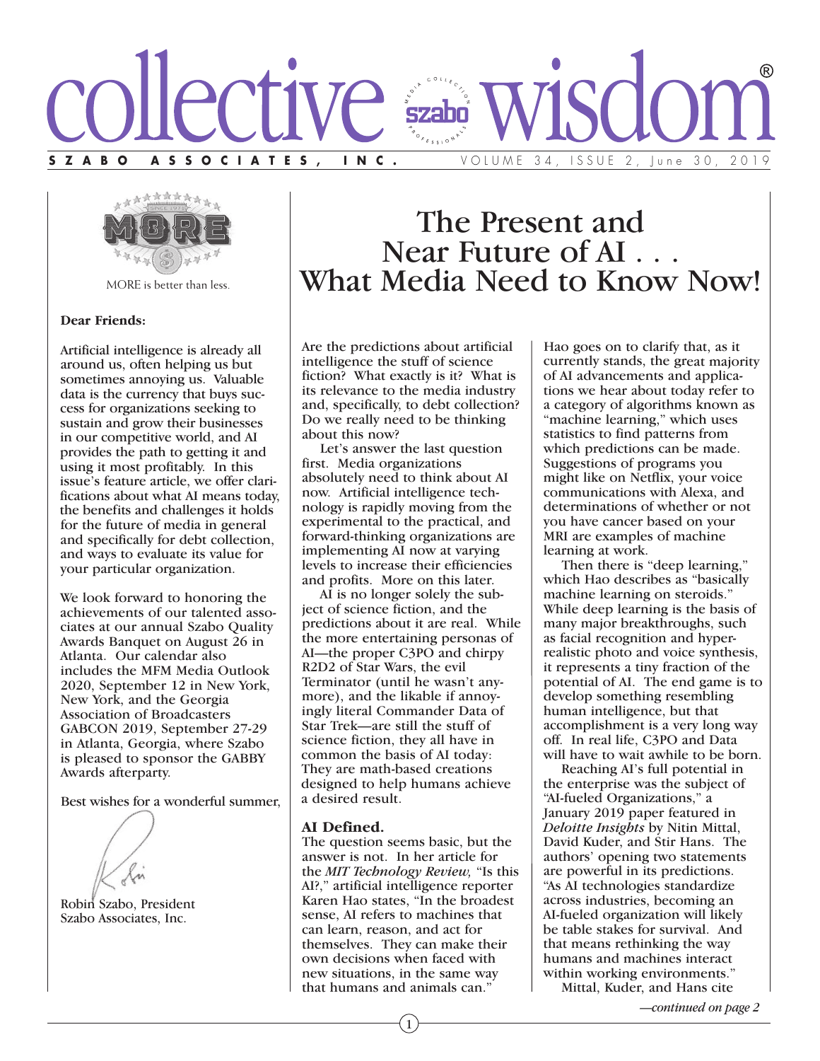# collective wisdom®

**SZABO ASSOCIATES, INC.** VOLUME 34, ISSUE 2, June 30, 2019

MORE is better than less.

**Dear Friends:**

Artificial intelligence is already all around us, often helping us but sometimes annoying us. Valuable data is the currency that buys success for organizations seeking to sustain and grow their businesses in our competitive world, and AI provides the path to getting it and using it most profitably. In this issue's feature article, we offer clarifications about what AI means today, the benefits and challenges it holds for the future of media in general and specifically for debt collection, and ways to evaluate its value for your particular organization.

We look forward to honoring the achievements of our talented associates at our annual Szabo Quality Awards Banquet on August 26 in Atlanta. Our calendar also includes the MFM Media Outlook 2020, September 12 in New York, New York, and the Georgia Association of Broadcasters GABCON 2019, September 27-29 in Atlanta, Georgia, where Szabo is pleased to sponsor the GABBY Awards afterparty.

Best wishes for a wonderful summer,

Robin Szabo, President
Szabo Associates, Inc.

# The Present and Near Future of AI . . . What Media Need to Know Now!

Are the predictions about artificial intelligence the stuff of science fiction? What exactly is it? What is its relevance to the media industry and, specifically, to debt collection? Do we really need to be thinking about this now?

Let's answer the last question first. Media organizations absolutely need to think about AI now. Artificial intelligence technology is rapidly moving from the experimental to the practical, and forward-thinking organizations are implementing AI now at varying levels to increase their efficiencies and profits. More on this later.

AI is no longer solely the subject of science fiction, and the predictions about it are real. While the more entertaining personas of AI—the proper C3PO and chirpy R2D2 of Star Wars, the evil Terminator (until he wasn't anymore), and the likable if annoyingly literal Commander Data of Star Trek—are still the stuff of science fiction, they all have in common the basis of AI today: They are math-based creations designed to help humans achieve a desired result.

**AI Defined.**

The question seems basic, but the answer is not. In her article for the *MIT Technology Review,* "Is this AI?," artificial intelligence reporter Karen Hao states, "In the broadest sense, AI refers to machines that can learn, reason, and act for themselves. They can make their own decisions when faced with new situations, in the same way that humans and animals can."

Hao goes on to clarify that, as it currently stands, the great majority of AI advancements and applications we hear about today refer to a category of algorithms known as "machine learning," which uses statistics to find patterns from which predictions can be made. Suggestions of programs you might like on Netflix, your voice communications with Alexa, and determinations of whether or not you have cancer based on your MRI are examples of machine learning at work.

Then there is "deep learning," which Hao describes as "basically machine learning on steroids." While deep learning is the basis of many major breakthroughs, such as facial recognition and hyper-realistic photo and voice synthesis, it represents a tiny fraction of the potential of AI. The end game is to develop something resembling human intelligence, but that accomplishment is a very long way off. In real life, C3PO and Data will have to wait awhile to be born.

Reaching AI's full potential in the enterprise was the subject of "AI-fueled Organizations," a January 2019 paper featured in *Deloitte Insights* by Nitin Mittal, David Kuder, and Stir Hans. The authors' opening two statements are powerful in its predictions. "As AI technologies standardize across industries, becoming an AI-fueled organization will likely be table stakes for survival. And that means rethinking the way humans and machines interact within working environments."

Mittal, Kuder, and Hans cite

*—continued on page 2*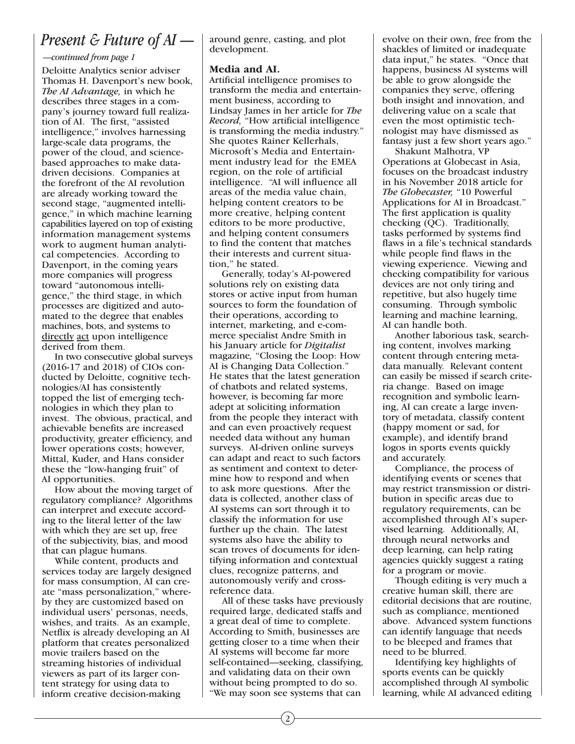## *Present & Future of AI —*

*—continued from page 1*

Deloitte Analytics senior adviser Thomas H. Davenport's new book, *The AI Advantage,* in which he describes three stages in a company's journey toward full realization of AI. The first, "assisted intelligence," involves harnessing large-scale data programs, the power of the cloud, and science-based approaches to make data-driven decisions. Companies at the forefront of the AI revolution are already working toward the second stage, "augmented intelligence," in which machine learning capabilities layered on top of existing information management systems work to augment human analytical competencies. According to Davenport, in the coming years more companies will progress toward "autonomous intelligence," the third stage, in which processes are digitized and automated to the degree that enables machines, bots, and systems to directly act upon intelligence derived from them.

In two consecutive global surveys (2016-17 and 2018) of CIOs conducted by Deloitte, cognitive technologies/AI has consistently topped the list of emerging technologies in which they plan to invest. The obvious, practical, and achievable benefits are increased productivity, greater efficiency, and lower operations costs; however, Mittal, Kuder, and Hans consider these the "low-hanging fruit" of AI opportunities.

How about the moving target of regulatory compliance? Algorithms can interpret and execute according to the literal letter of the law with which they are set up, free of the subjectivity, bias, and mood that can plague humans.

While content, products and services today are largely designed for mass consumption, AI can create "mass personalization," whereby they are customized based on individual users' personas, needs, wishes, and traits. As an example, Netflix is already developing an AI platform that creates personalized movie trailers based on the streaming histories of individual viewers as part of its larger content strategy for using data to inform creative decision-making around genre, casting, and plot development.

**Media and AI.**

Artificial intelligence promises to transform the media and entertainment business, according to Lindsay James in her article for *The Record,* "How artificial intelligence is transforming the media industry." She quotes Rainer Kellerhals, Microsoft's Media and Entertainment industry lead for the EMEA region, on the role of artificial intelligence. "AI will influence all areas of the media value chain, helping content creators to be more creative, helping content editors to be more productive, and helping content consumers to find the content that matches their interests and current situation," he stated.

Generally, today's AI-powered solutions rely on existing data stores or active input from human sources to form the foundation of their operations, according to internet, marketing, and e-commerce specialist Andre Smith in his January article for *Digitalist* magazine*,* "Closing the Loop: How AI is Changing Data Collection." He states that the latest generation of chatbots and related systems, however, is becoming far more adept at soliciting information from the people they interact with and can even proactively request needed data without any human surveys. AI-driven online surveys can adapt and react to such factors as sentiment and context to determine how to respond and when to ask more questions. After the data is collected, another class of AI systems can sort through it to classify the information for use further up the chain. The latest systems also have the ability to scan troves of documents for identifying information and contextual clues, recognize patterns, and autonomously verify and cross-reference data.

All of these tasks have previously required large, dedicated staffs and a great deal of time to complete. According to Smith, businesses are getting closer to a time when their AI systems will become far more self-contained—seeking, classifying, and validating data on their own without being prompted to do so. "We may soon see systems that can evolve on their own, free from the shackles of limited or inadequate data input," he states. "Once that happens, business AI systems will be able to grow alongside the companies they serve, offering both insight and innovation, and delivering value on a scale that even the most optimistic technologist may have dismissed as fantasy just a few short years ago."

Shakunt Malhotra, VP Operations at Globecast in Asia, focuses on the broadcast industry in his November 2018 article for *The Globecaster,* "10 Powerful Applications for AI in Broadcast." The first application is quality checking (QC). Traditionally, tasks performed by systems find flaws in a file's technical standards while people find flaws in the viewing experience. Viewing and checking compatibility for various devices are not only tiring and repetitive, but also hugely time consuming. Through symbolic learning and machine learning, AI can handle both.

Another laborious task, searching content, involves marking content through entering metadata manually. Relevant content can easily be missed if search criteria change. Based on image recognition and symbolic learning, AI can create a large inventory of metadata, classify content (happy moment or sad, for example), and identify brand logos in sports events quickly and accurately.

Compliance, the process of identifying events or scenes that may restrict transmission or distribution in specific areas due to regulatory requirements, can be accomplished through AI's supervised learning. Additionally, AI, through neural networks and deep learning, can help rating agencies quickly suggest a rating for a program or movie.

Though editing is very much a creative human skill, there are editorial decisions that are routine, such as compliance, mentioned above. Advanced system functions can identify language that needs to be bleeped and frames that need to be blurred.

Identifying key highlights of sports events can be quickly accomplished through AI symbolic learning, while AI advanced editing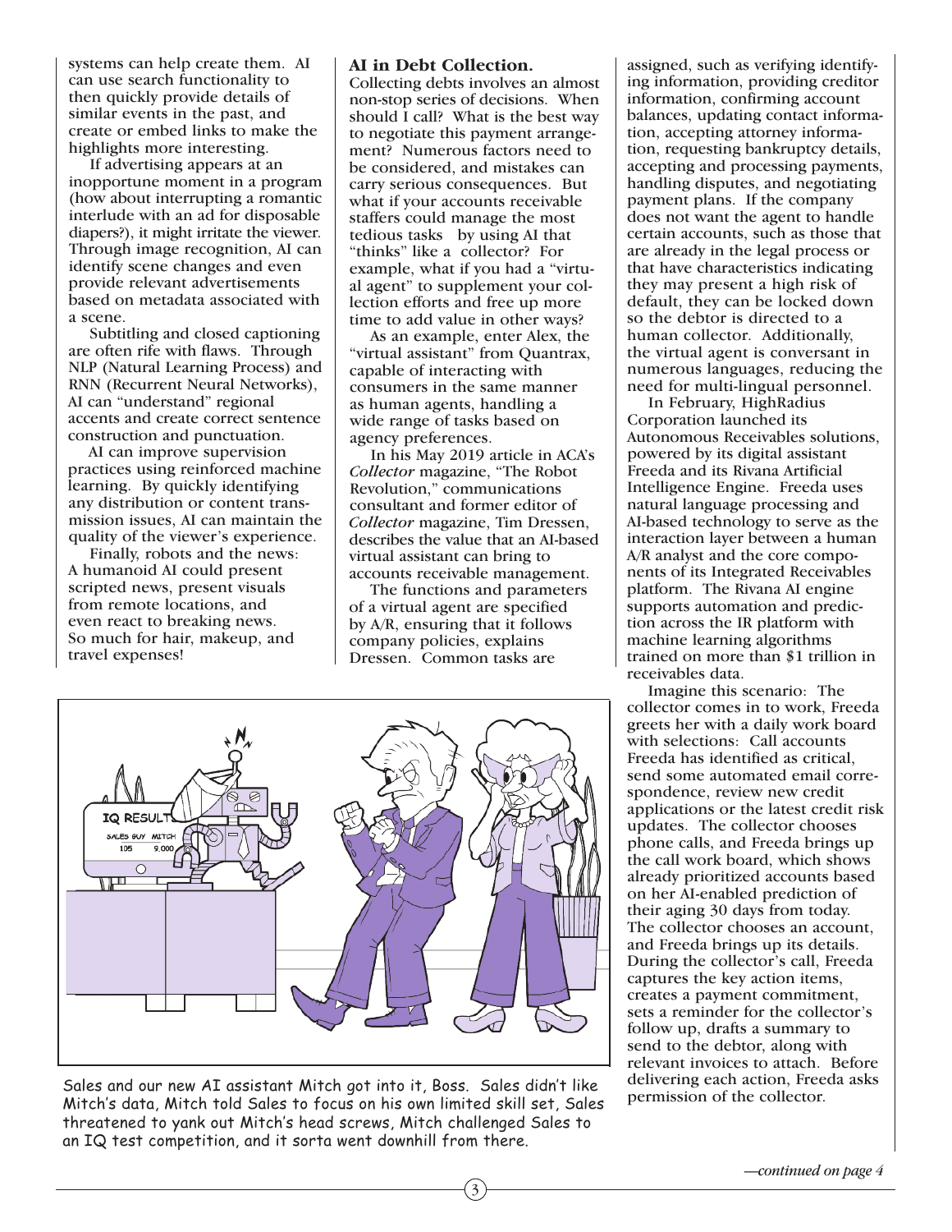systems can help create them. AI can use search functionality to then quickly provide details of similar events in the past, and create or embed links to make the highlights more interesting.

If advertising appears at an inopportune moment in a program (how about interrupting a romantic interlude with an ad for disposable diapers?), it might irritate the viewer. Through image recognition, AI can identify scene changes and even provide relevant advertisements based on metadata associated with a scene.

Subtitling and closed captioning are often rife with flaws. Through NLP (Natural Learning Process) and RNN (Recurrent Neural Networks), AI can "understand" regional accents and create correct sentence construction and punctuation.

AI can improve supervision practices using reinforced machine learning. By quickly identifying any distribution or content transmission issues, AI can maintain the quality of the viewer's experience.

Finally, robots and the news: A humanoid AI could present scripted news, present visuals from remote locations, and even react to breaking news. So much for hair, makeup, and travel expenses!

### AI in Debt Collection.

Collecting debts involves an almost non-stop series of decisions. When should I call? What is the best way to negotiate this payment arrangement? Numerous factors need to be considered, and mistakes can carry serious consequences. But what if your accounts receivable staffers could manage the most tedious tasks by using AI that "thinks" like a collector? For example, what if you had a "virtual agent" to supplement your collection efforts and free up more time to add value in other ways?

As an example, enter Alex, the "virtual assistant" from Quantrax, capable of interacting with consumers in the same manner as human agents, handling a wide range of tasks based on agency preferences.

In his May 2019 article in ACA's *Collector* magazine, "The Robot Revolution," communications consultant and former editor of *Collector* magazine, Tim Dressen, describes the value that an AI-based virtual assistant can bring to accounts receivable management.

The functions and parameters of a virtual agent are specified by A/R, ensuring that it follows company policies, explains Dressen. Common tasks are assigned, such as verifying identifying information, providing creditor information, confirming account balances, updating contact information, accepting attorney information, requesting bankruptcy details, accepting and processing payments, handling disputes, and negotiating payment plans. If the company does not want the agent to handle certain accounts, such as those that are already in the legal process or that have characteristics indicating they may present a high risk of default, they can be locked down so the debtor is directed to a human collector. Additionally, the virtual agent is conversant in numerous languages, reducing the need for multi-lingual personnel.

In February, HighRadius Corporation launched its Autonomous Receivables solutions, powered by its digital assistant Freeda and its Rivana Artificial Intelligence Engine. Freeda uses natural language processing and AI-based technology to serve as the interaction layer between a human A/R analyst and the core components of its Integrated Receivables platform. The Rivana AI engine supports automation and prediction across the IR platform with machine learning algorithms trained on more than $1 trillion in receivables data.

Imagine this scenario: The collector comes in to work, Freeda greets her with a daily work board with selections: Call accounts Freeda has identified as critical, send some automated email correspondence, review new credit applications or the latest credit risk updates. The collector chooses phone calls, and Freeda brings up the call work board, which shows already prioritized accounts based on her AI-enabled prediction of their aging 30 days from today. The collector chooses an account, and Freeda brings up its details. During the collector's call, Freeda captures the key action items, creates a payment commitment, sets a reminder for the collector's follow up, drafts a summary to send to the debtor, along with relevant invoices to attach. Before delivering each action, Freeda asks permission of the collector.

Sales and our new AI assistant Mitch got into it, Boss. Sales didn't like Mitch's data, Mitch told Sales to focus on his own limited skill set, Sales threatened to yank out Mitch's head screws, Mitch challenged Sales to an IQ test competition, and it sorta went downhill from there.

*—continued on page 4*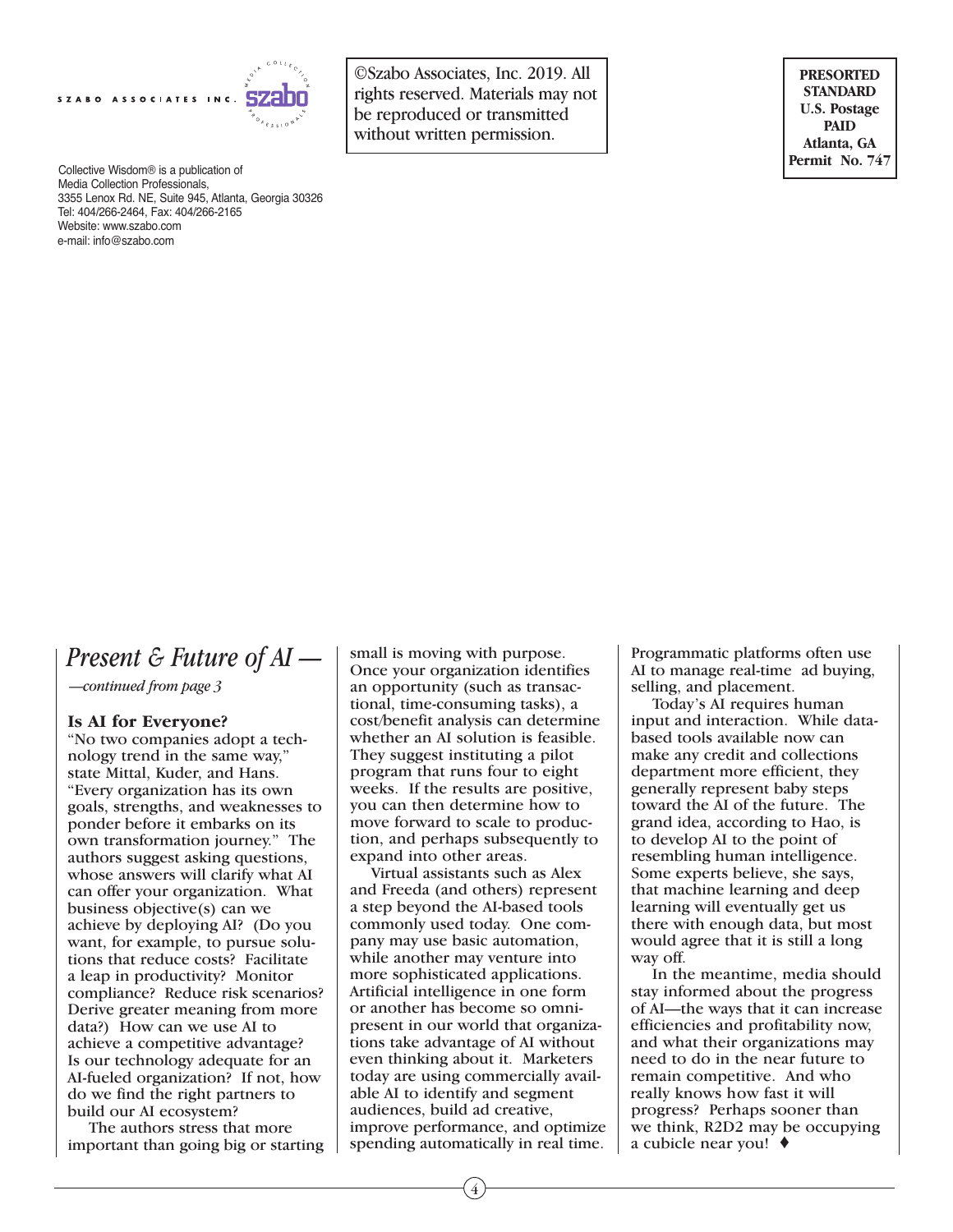SZABO ASSOCIATES INC.

Collective Wisdom® is a publication of
Media Collection Professionals,
3355 Lenox Rd. NE, Suite 945, Atlanta, Georgia 30326
Tel: 404/266-2464, Fax: 404/266-2165
Website: www.szabo.com
e-mail: info@szabo.com

©Szabo Associates, Inc. 2019. All rights reserved. Materials may not be reproduced or transmitted without written permission.

**PRESORTED STANDARD**
**U.S. Postage PAID**
**Atlanta, GA**
**Permit No. 747**

# *Present & Future of AI —*

*—continued from page 3*

### Is AI for Everyone?

"No two companies adopt a technology trend in the same way," state Mittal, Kuder, and Hans. "Every organization has its own goals, strengths, and weaknesses to ponder before it embarks on its own transformation journey." The authors suggest asking questions, whose answers will clarify what AI can offer your organization. What business objective(s) can we achieve by deploying AI? (Do you want, for example, to pursue solutions that reduce costs? Facilitate a leap in productivity? Monitor compliance? Reduce risk scenarios? Derive greater meaning from more data?) How can we use AI to achieve a competitive advantage? Is our technology adequate for an AI-fueled organization? If not, how do we find the right partners to build our AI ecosystem?

The authors stress that more important than going big or starting small is moving with purpose. Once your organization identifies an opportunity (such as transactional, time-consuming tasks), a cost/benefit analysis can determine whether an AI solution is feasible. They suggest instituting a pilot program that runs four to eight weeks. If the results are positive, you can then determine how to move forward to scale to production, and perhaps subsequently to expand into other areas.

Virtual assistants such as Alex and Freeda (and others) represent a step beyond the AI-based tools commonly used today. One company may use basic automation, while another may venture into more sophisticated applications. Artificial intelligence in one form or another has become so omnipresent in our world that organizations take advantage of AI without even thinking about it. Marketers today are using commercially available AI to identify and segment audiences, build ad creative, improve performance, and optimize spending automatically in real time. Programmatic platforms often use AI to manage real-time ad buying, selling, and placement.

Today's AI requires human input and interaction. While data-based tools available now can make any credit and collections department more efficient, they generally represent baby steps toward the AI of the future. The grand idea, according to Hao, is to develop AI to the point of resembling human intelligence. Some experts believe, she says, that machine learning and deep learning will eventually get us there with enough data, but most would agree that it is still a long way off.

In the meantime, media should stay informed about the progress of AI—the ways that it can increase efficiencies and profitability now, and what their organizations may need to do in the near future to remain competitive. And who really knows how fast it will progress? Perhaps sooner than we think, R2D2 may be occupying a cubicle near you! ♦